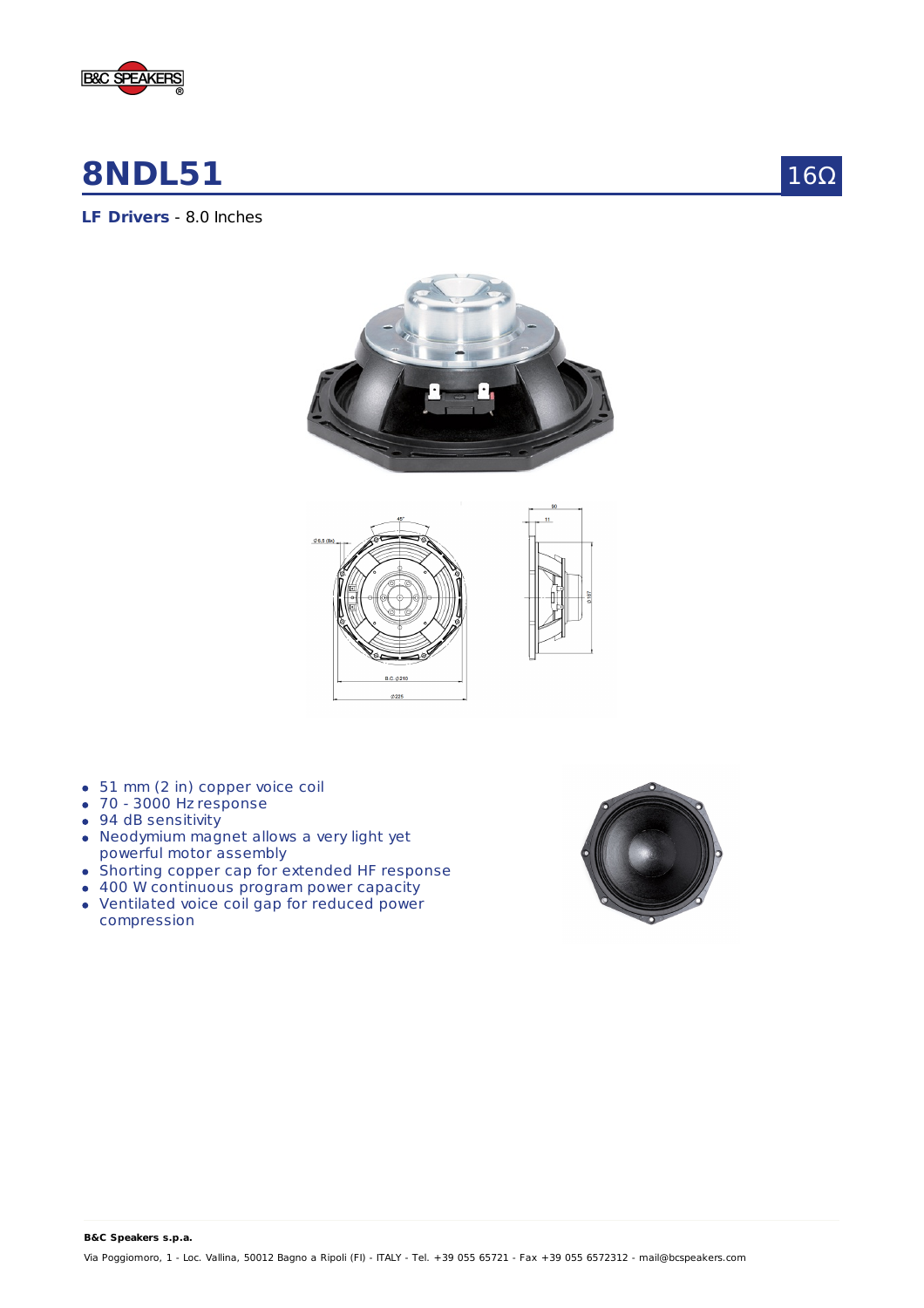# 8NDL51

16Ω

**LF Drivers** - 8.0 Inches

- 51 mm (2 in) copper voice coil
- 70 - 3000 Hz response
- 94 dB sensitivity
- Neodymium magnet allows a very light yet powerful motor assembly
- Shorting copper cap for extended HF response
- 400 W continuous program power capacity
- Ventilated voice coil gap for reduced power compression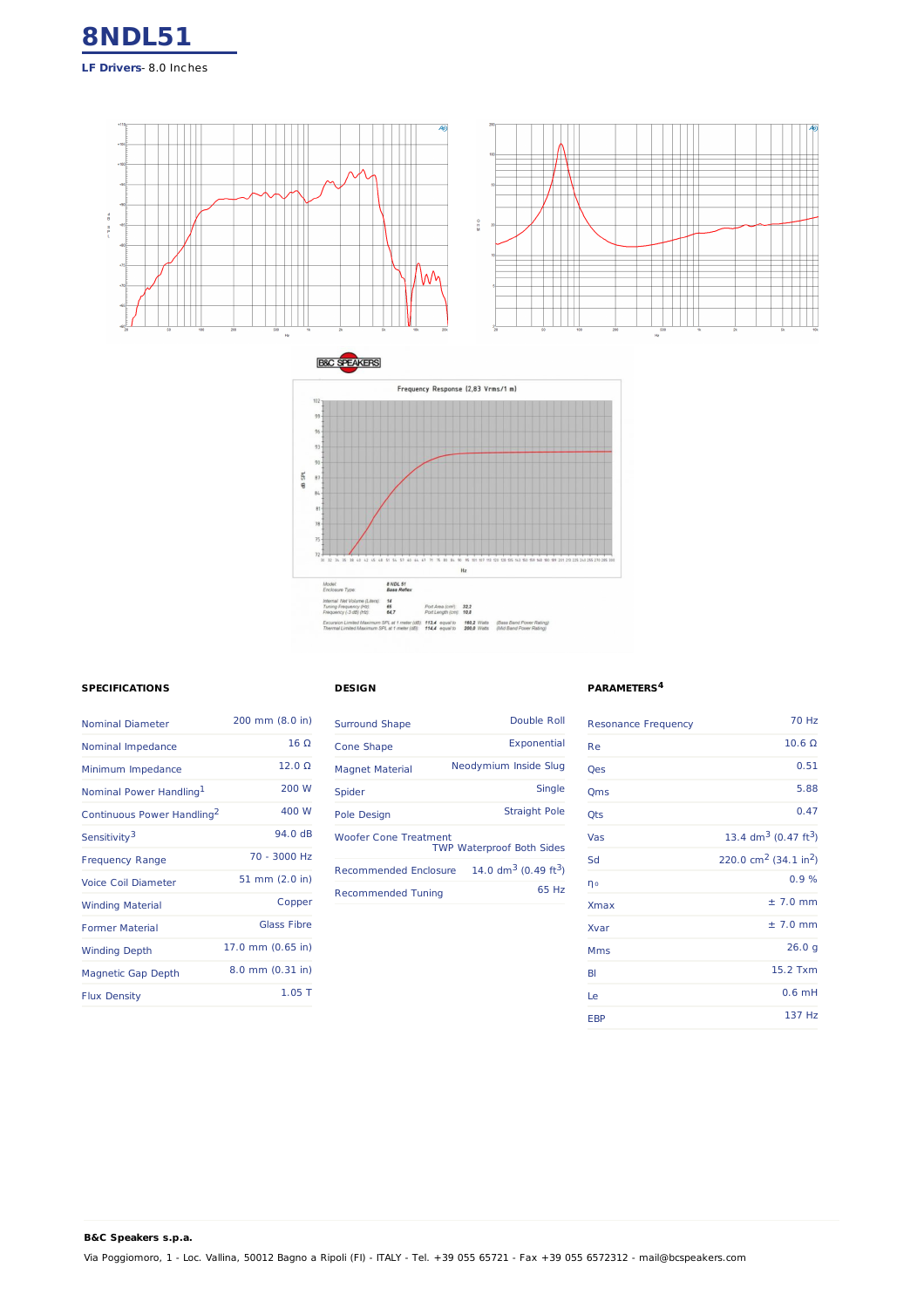# 8NDL51

**LF Drivers**- 8.0 Inches

### SPECIFICATIONS

| | |
|---|---|
| Nominal Diameter | 200 mm (8.0 in) |
| Nominal Impedance | 16 Ω |
| Minimum Impedance | 12.0 Ω |
| Nominal Power Handling[1] | 200 W |
| Continuous Power Handling[2] | 400 W |
| Sensitivity[3] | 94.0 dB |
| Frequency Range | 70 - 3000 Hz |
| Voice Coil Diameter | 51 mm (2.0 in) |
| Winding Material | Copper |
| Former Material | Glass Fibre |
| Winding Depth | 17.0 mm (0.65 in) |
| Magnetic Gap Depth | 8.0 mm (0.31 in) |
| Flux Density | 1.05 T |

### DESIGN

| | |
|---|---|
| Surround Shape | Double Roll |
| Cone Shape | Exponential |
| Magnet Material | Neodymium Inside Slug |
| Spider | Single |
| Pole Design | Straight Pole |
| Woofer Cone Treatment | TWP Waterproof Both Sides |
| Recommended Enclosure | 14.0 dm³ (0.49 ft³) |
| Recommended Tuning | 65 Hz |

### PARAMETERS[4]

| | |
|---|---|
| Resonance Frequency | 70 Hz |
| Re | 10.6 Ω |
| Qes | 0.51 |
| Qms | 5.88 |
| Qts | 0.47 |
| Vas | 13.4 dm³ (0.47 ft³) |
| Sd | 220.0 cm² (34.1 in²) |
| $\eta_0$ | 0.9 % |
| Xmax | ± 7.0 mm |
| Xvar | ± 7.0 mm |
| Mms | 26.0 g |
| Bl | 15.2 Txm |
| Le | 0.6 mH |
| EBP | 137 Hz |

**B&C Speakers s.p.a.**

Via Poggiomoro, 1 - Loc. Vallina, 50012 Bagno a Ripoli (FI) - ITALY - Tel. +39 055 65721 - Fax +39 055 6572312 - mail@bcspeakers.com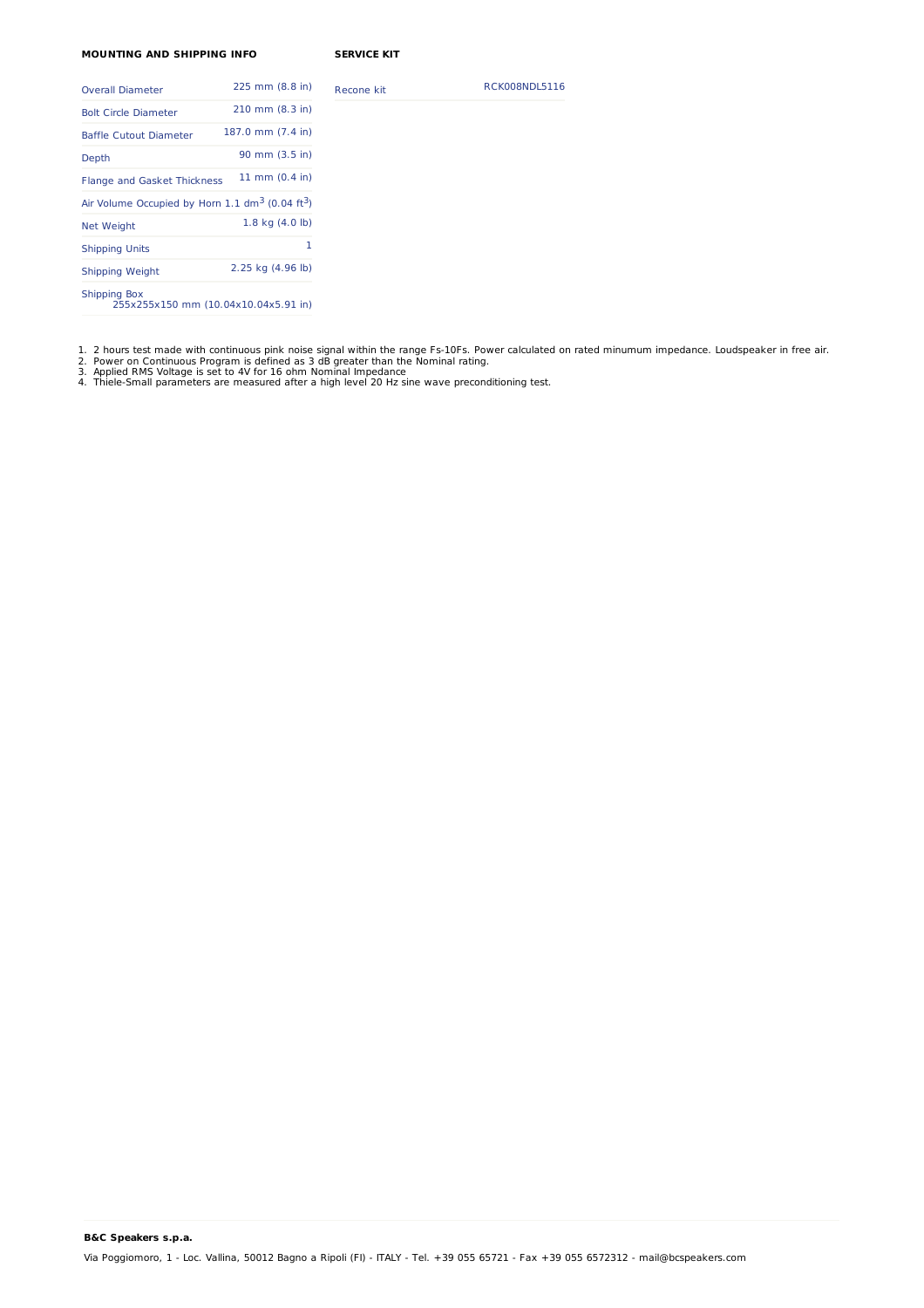**MOUNTING AND SHIPPING INFO**

| | |
|---|---|
| Overall Diameter | 225 mm (8.8 in) |
| Bolt Circle Diameter | 210 mm (8.3 in) |
| Baffle Cutout Diameter | 187.0 mm (7.4 in) |
| Depth | 90 mm (3.5 in) |
| Flange and Gasket Thickness | 11 mm (0.4 in) |
| Air Volume Occupied by Horn | 1.1 $dm^3$ (0.04 $ft^3$) |
| Net Weight | 1.8 kg (4.0 lb) |
| Shipping Units | 1 |
| Shipping Weight | 2.25 kg (4.96 lb) |
| Shipping Box | 255x255x150 mm (10.04x10.04x5.91 in) |

**SERVICE KIT**

| | |
|---|---|
| Recone kit | RCK008NDL5116 |

1. 2 hours test made with continuous pink noise signal within the range Fs-10Fs. Power calculated on rated minumum impedance. Loudspeaker in free air.
2. Power on Continuous Program is defined as 3 dB greater than the Nominal rating.
3. Applied RMS Voltage is set to 4V for 16 ohm Nominal Impedance
4. Thiele-Small parameters are measured after a high level 20 Hz sine wave preconditioning test.

**B&C Speakers s.p.a.**

Via Poggiomoro, 1 - Loc. Vallina, 50012 Bagno a Ripoli (FI) - ITALY - Tel. +39 055 65721 - Fax +39 055 6572312 - mail@bcspeakers.com